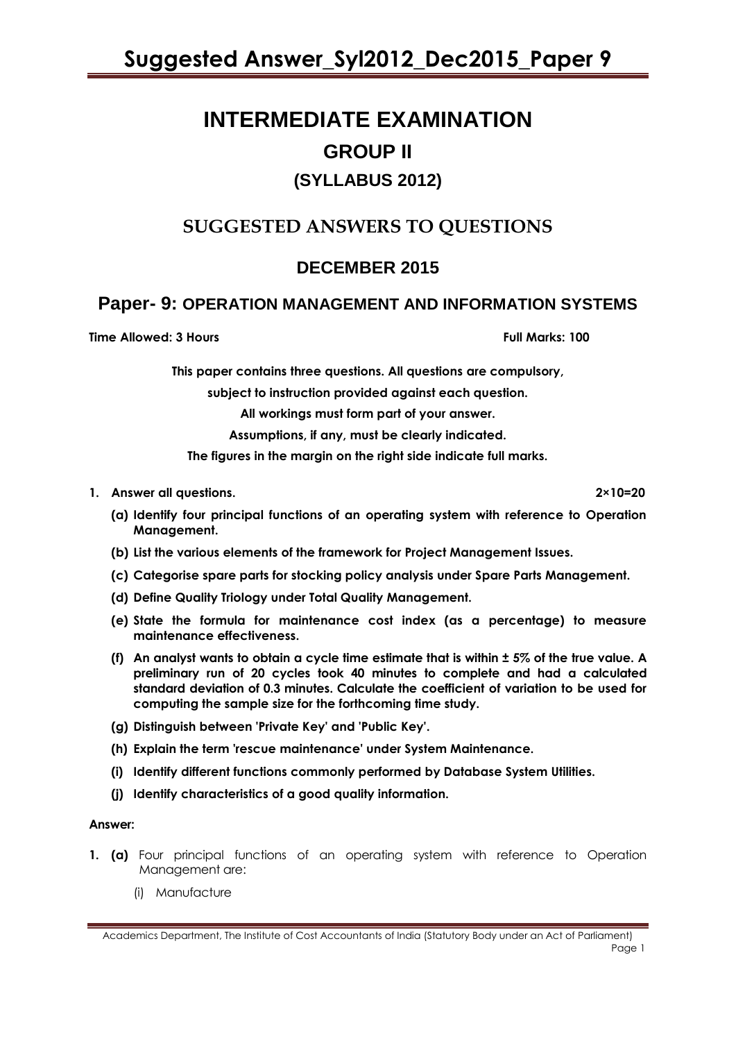# INTERMEDIATE EXAMINATION

## GROUP II

### (SYLLABUS 2012)

## SUGGESTED ANSWERS TO QUESTIONS

### DECEMBER 2015

## Paper- 9: OPERATION MANAGEMENT AND INFORMATION SYSTEMS

**Time Allowed: 3 Hours** **Full Marks: 100**

**This paper contains three questions. All questions are compulsory, subject to instruction provided against each question.**

**All workings must form part of your answer.**

**Assumptions, if any, must be clearly indicated.**

**The figures in the margin on the right side indicate full marks.**

**1. Answer all questions.** **2×10=20**

**(a) Identify four principal functions of an operating system with reference to Operation Management.**

**(b) List the various elements of the framework for Project Management Issues.**

**(c) Categorise spare parts for stocking policy analysis under Spare Parts Management.**

**(d) Define Quality Triology under Total Quality Management.**

**(e) State the formula for maintenance cost index (as a percentage) to measure maintenance effectiveness.**

**(f) An analyst wants to obtain a cycle time estimate that is within ± 5% of the true value. A preliminary run of 20 cycles took 40 minutes to complete and had a calculated standard deviation of 0.3 minutes. Calculate the coefficient of variation to be used for computing the sample size for the forthcoming time study.**

**(g) Distinguish between 'Private Key' and 'Public Key'.**

**(h) Explain the term 'rescue maintenance' under System Maintenance.**

**(i) Identify different functions commonly performed by Database System Utilities.**

**(j) Identify characteristics of a good quality information.**

**Answer:**

**1. (a)** Four principal functions of an operating system with reference to Operation Management are:

(i) Manufacture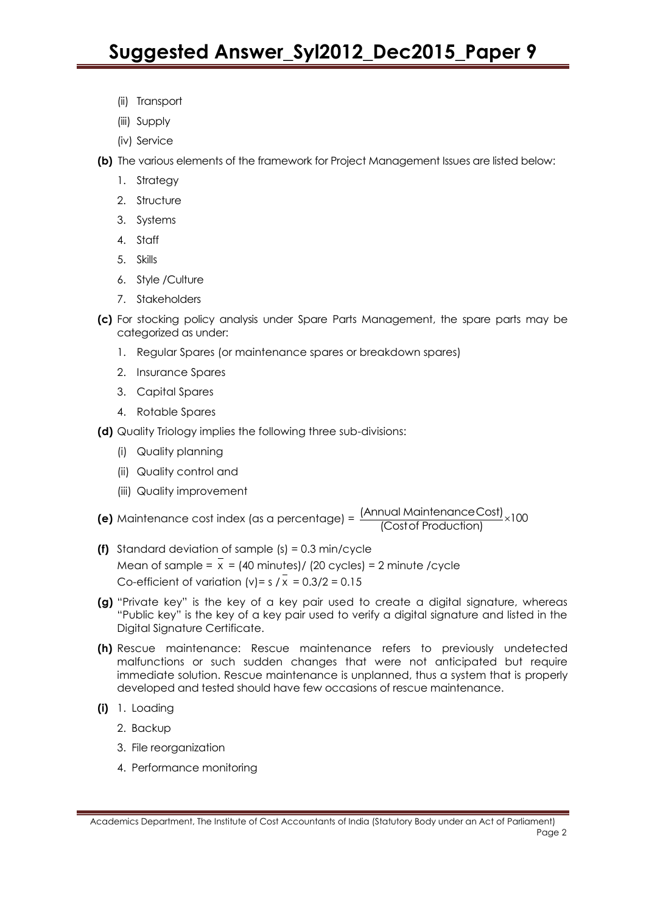(ii) Transport

(iii) Supply

(iv) Service

**(b)** The various elements of the framework for Project Management Issues are listed below:

1. Strategy
2. Structure
3. Systems
4. Staff
5. Skills
6. Style /Culture
7. Stakeholders

**(c)** For stocking policy analysis under Spare Parts Management, the spare parts may be categorized as under:

1. Regular Spares (or maintenance spares or breakdown spares)
2. Insurance Spares
3. Capital Spares
4. Rotable Spares

**(d)** Quality Triology implies the following three sub-divisions:

(i) Quality planning

(ii) Quality control and

(iii) Quality improvement

**(e)** Maintenance cost index (as a percentage) = $\frac{\text{(Annual Maintenance Cost)}}{\text{(Cost of Production)}} \times 100$

**(f)** Standard deviation of sample (s) = 0.3 min/cycle

Mean of sample = $\bar{x}$ = (40 minutes)/ (20 cycles) = 2 minute /cycle

Co-efficient of variation (v)= s / $\bar{x}$ = 0.3/2 = 0.15

**(g)** "Private key" is the key of a key pair used to create a digital signature, whereas "Public key" is the key of a key pair used to verify a digital signature and listed in the Digital Signature Certificate.

**(h)** Rescue maintenance: Rescue maintenance refers to previously undetected malfunctions or such sudden changes that were not anticipated but require immediate solution. Rescue maintenance is unplanned, thus a system that is properly developed and tested should have few occasions of rescue maintenance.

**(i)** 1. Loading

2. Backup

3. File reorganization

4. Performance monitoring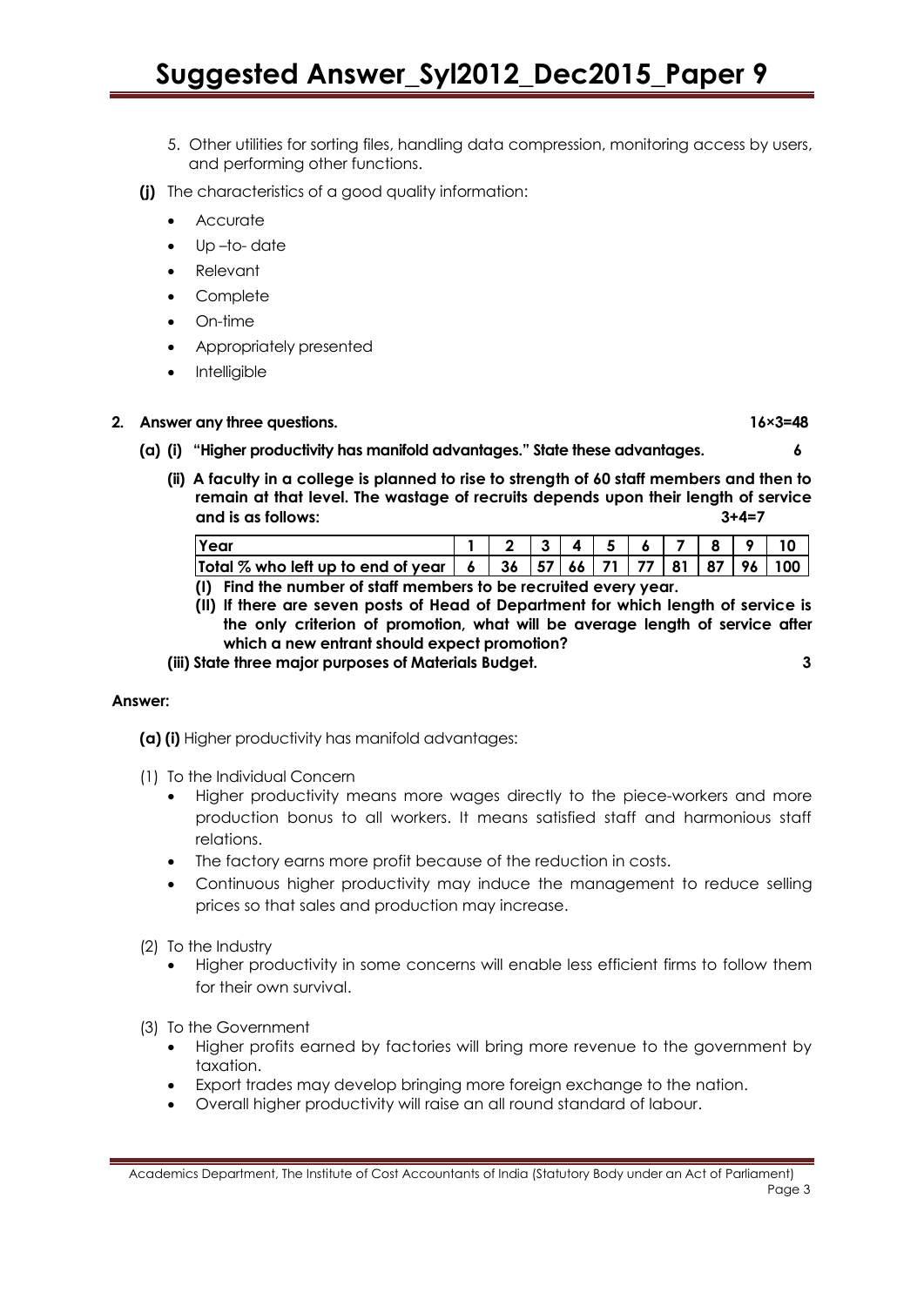5. Other utilities for sorting files, handling data compression, monitoring access by users, and performing other functions.

**(j)** The characteristics of a good quality information:

- Accurate
- Up –to- date
- Relevant
- Complete
- On-time
- Appropriately presented
- Intelligible

**2. Answer any three questions. 16×3=48**

**(a) (i) "Higher productivity has manifold advantages." State these advantages. 6**

**(ii) A faculty in a college is planned to rise to strength of 60 staff members and then to remain at that level. The wastage of recruits depends upon their length of service and is as follows: 3+4=7**

| Year | 1 | 2 | 3 | 4 | 5 | 6 | 7 | 8 | 9 | 10 |
|---|---|---|---|---|---|---|---|---|---|---|
| Total % who left up to end of year | 6 | 36 | 57 | 66 | 71 | 77 | 81 | 87 | 96 | 100 |

**(I) Find the number of staff members to be recruited every year.**

**(II) If there are seven posts of Head of Department for which length of service is the only criterion of promotion, what will be average length of service after which a new entrant should expect promotion?**

**(iii) State three major purposes of Materials Budget. 3**

**Answer:**

**(a) (i)** Higher productivity has manifold advantages:

(1) To the Individual Concern

- Higher productivity means more wages directly to the piece-workers and more production bonus to all workers. It means satisfied staff and harmonious staff relations.
- The factory earns more profit because of the reduction in costs.
- Continuous higher productivity may induce the management to reduce selling prices so that sales and production may increase.

(2) To the Industry

- Higher productivity in some concerns will enable less efficient firms to follow them for their own survival.

(3) To the Government

- Higher profits earned by factories will bring more revenue to the government by taxation.
- Export trades may develop bringing more foreign exchange to the nation.
- Overall higher productivity will raise an all round standard of labour.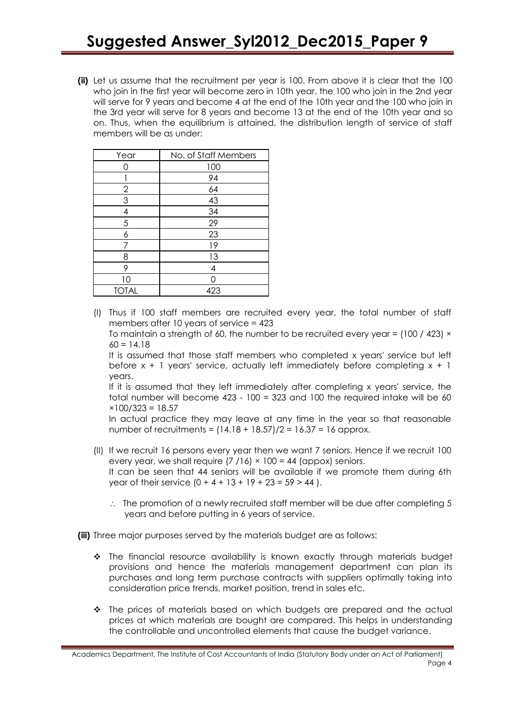**(ii)** Let us assume that the recruitment per year is 100. From above it is clear that the 100 who join in the first year will become zero in 10th year, the 100 who join in the 2nd year will serve for 9 years and become 4 at the end of the 10th year and the 100 who join in the 3rd year will serve for 8 years and become 13 at the end of the 10th year and so on. Thus, when the equilibrium is attained, the distribution length of service of staff members will be as under:

| Year | No. of Staff Members |
|---|---|
| 0 | 100 |
| 1 | 94 |
| 2 | 64 |
| 3 | 43 |
| 4 | 34 |
| 5 | 29 |
| 6 | 23 |
| 7 | 19 |
| 8 | 13 |
| 9 | 4 |
| 10 | 0 |
| TOTAL | 423 |

(I) Thus if 100 staff members are recruited every year, the total number of staff members after 10 years of service = 423

To maintain a strength of 60, the number to be recruited every year = (100 / 423) × 60 = 14.18

It is assumed that those staff members who completed x years' service but left before x + 1 years' service, actually left immediately before completing x + 1 years.

If it is assumed that they left immediately after completing x years' service, the total number will become 423 - 100 = 323 and 100 the required intake will be 60 ×100/323 = 18.57

In actual practice they may leave at any time in the year so that reasonable number of recruitments = (14.18 + 18.57)/2 = 16.37 = 16 approx.

(II) If we recruit 16 persons every year then we want 7 seniors. Hence if we recruit 100 every year, we shall require (7 /16) × 100 = 44 (appox) seniors.

It can be seen that 44 seniors will be available if we promote them during 6th year of their service (0 + 4 + 13 + 19 + 23 = 59 > 44 ).

∴ The promotion of a newly recruited staff member will be due after completing 5 years and before putting in 6 years of service.

**(iii)** Three major purposes served by the materials budget are as follows:

- The financial resource availability is known exactly through materials budget provisions and hence the materials management department can plan its purchases and long term purchase contracts with suppliers optimally taking into consideration price trends, market position, trend in sales etc.
- The prices of materials based on which budgets are prepared and the actual prices at which materials are bought are compared. This helps in understanding the controllable and uncontrolled elements that cause the budget variance.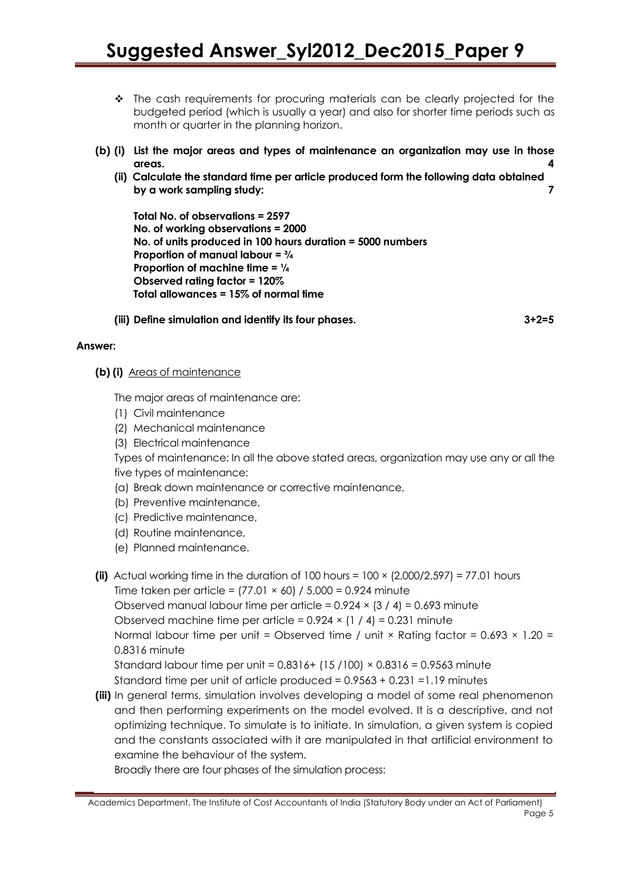- ❖ The cash requirements for procuring materials can be clearly projected for the budgeted period (which is usually a year) and also for shorter time periods such as month or quarter in the planning horizon.

**(b) (i) List the major areas and types of maintenance an organization may use in those areas. 4**

**(ii) Calculate the standard time per article produced form the following data obtained by a work sampling study: 7**

**Total No. of observations = 2597**
**No. of working observations = 2000**
**No. of units produced in 100 hours duration = 5000 numbers**
**Proportion of manual labour = ¾**
**Proportion of machine time = ¼**
**Observed rating factor = 120%**
**Total allowances = 15% of normal time**

**(iii) Define simulation and identify its four phases. 3+2=5**

**Answer:**

**(b) (i)** Areas of maintenance

The major areas of maintenance are:

(1) Civil maintenance
(2) Mechanical maintenance
(3) Electrical maintenance

Types of maintenance: In all the above stated areas, organization may use any or all the five types of maintenance:

(a) Break down maintenance or corrective maintenance,
(b) Preventive maintenance,
(c) Predictive maintenance,
(d) Routine maintenance,
(e) Planned maintenance.

**(ii)** Actual working time in the duration of 100 hours = $100 \times (2{,}000/2{,}597) = 77.01$ hours

Time taken per article = $(77.01 \times 60) / 5{,}000 = 0.924$ minute

Observed manual labour time per article = $0.924 \times (3 / 4) = 0.693$ minute

Observed machine time per article = $0.924 \times (1 / 4) = 0.231$ minute

Normal labour time per unit = Observed time / unit × Rating factor = $0.693 \times 1.20 = 0.8316$ minute

Standard labour time per unit = $0.8316 + (15 / 100) \times 0.8316 = 0.9563$ minute

Standard time per unit of article produced = $0.9563 + 0.231 = 1.19$ minutes

**(iii)** In general terms, simulation involves developing a model of some real phenomenon and then performing experiments on the model evolved. It is a descriptive, and not optimizing technique. To simulate is to initiate. In simulation, a given system is copied and the constants associated with it are manipulated in that artificial environment to examine the behaviour of the system.

Broadly there are four phases of the simulation process: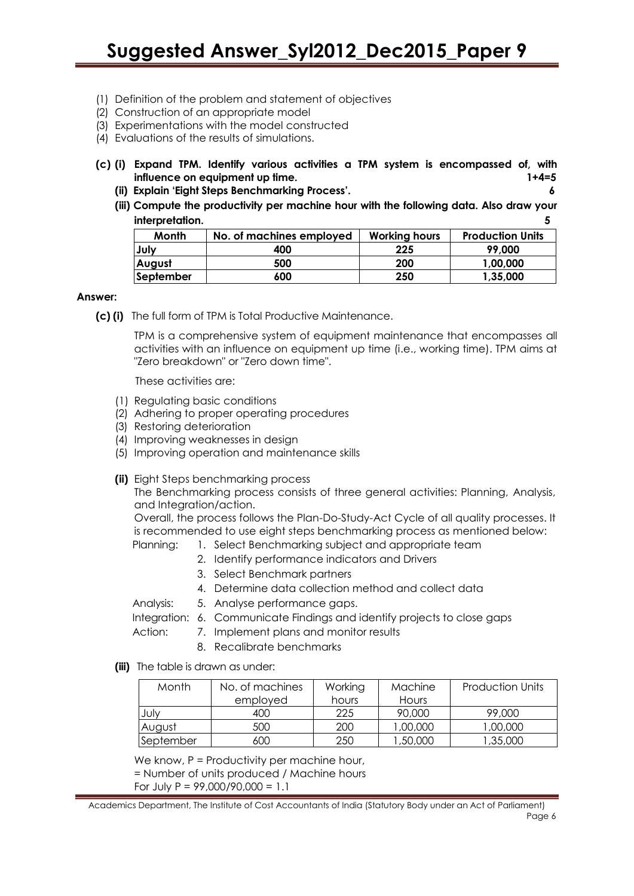(1) Definition of the problem and statement of objectives
(2) Construction of an appropriate model
(3) Experimentations with the model constructed
(4) Evaluations of the results of simulations.

**(c) (i) Expand TPM. Identify various activities a TPM system is encompassed of, with influence on equipment up time. 1+4=5**

**(ii) Explain 'Eight Steps Benchmarking Process'. 6**

**(iii) Compute the productivity per machine hour with the following data. Also draw your interpretation. 5**

| Month | No. of machines employed | Working hours | Production Units |
|---|---|---|---|
| July | 400 | 225 | 99,000 |
| August | 500 | 200 | 1,00,000 |
| September | 600 | 250 | 1,35,000 |

**Answer:**

**(c) (i)** The full form of TPM is Total Productive Maintenance.

TPM is a comprehensive system of equipment maintenance that encompasses all activities with an influence on equipment up time (i.e., working time). TPM aims at "Zero breakdown" or "Zero down time".

These activities are:

(1) Regulating basic conditions
(2) Adhering to proper operating procedures
(3) Restoring deterioration
(4) Improving weaknesses in design
(5) Improving operation and maintenance skills

**(ii)** Eight Steps benchmarking process

The Benchmarking process consists of three general activities: Planning, Analysis, and Integration/action.

Overall, the process follows the Plan-Do-Study-Act Cycle of all quality processes. It is recommended to use eight steps benchmarking process as mentioned below:

Planning:
1. Select Benchmarking subject and appropriate team
2. Identify performance indicators and Drivers
3. Select Benchmark partners
4. Determine data collection method and collect data

Analysis:
5. Analyse performance gaps.

Integration:
6. Communicate Findings and identify projects to close gaps

Action:
7. Implement plans and monitor results
8. Recalibrate benchmarks

**(iii)** The table is drawn as under:

| Month | No. of machines employed | Working hours | Machine Hours | Production Units |
|---|---|---|---|---|
| July | 400 | 225 | 90,000 | 99,000 |
| August | 500 | 200 | 1,00,000 | 1,00,000 |
| September | 600 | 250 | 1,50,000 | 1,35,000 |

We know, P = Productivity per machine hour,
= Number of units produced / Machine hours
For July P = 99,000/90,000 = 1.1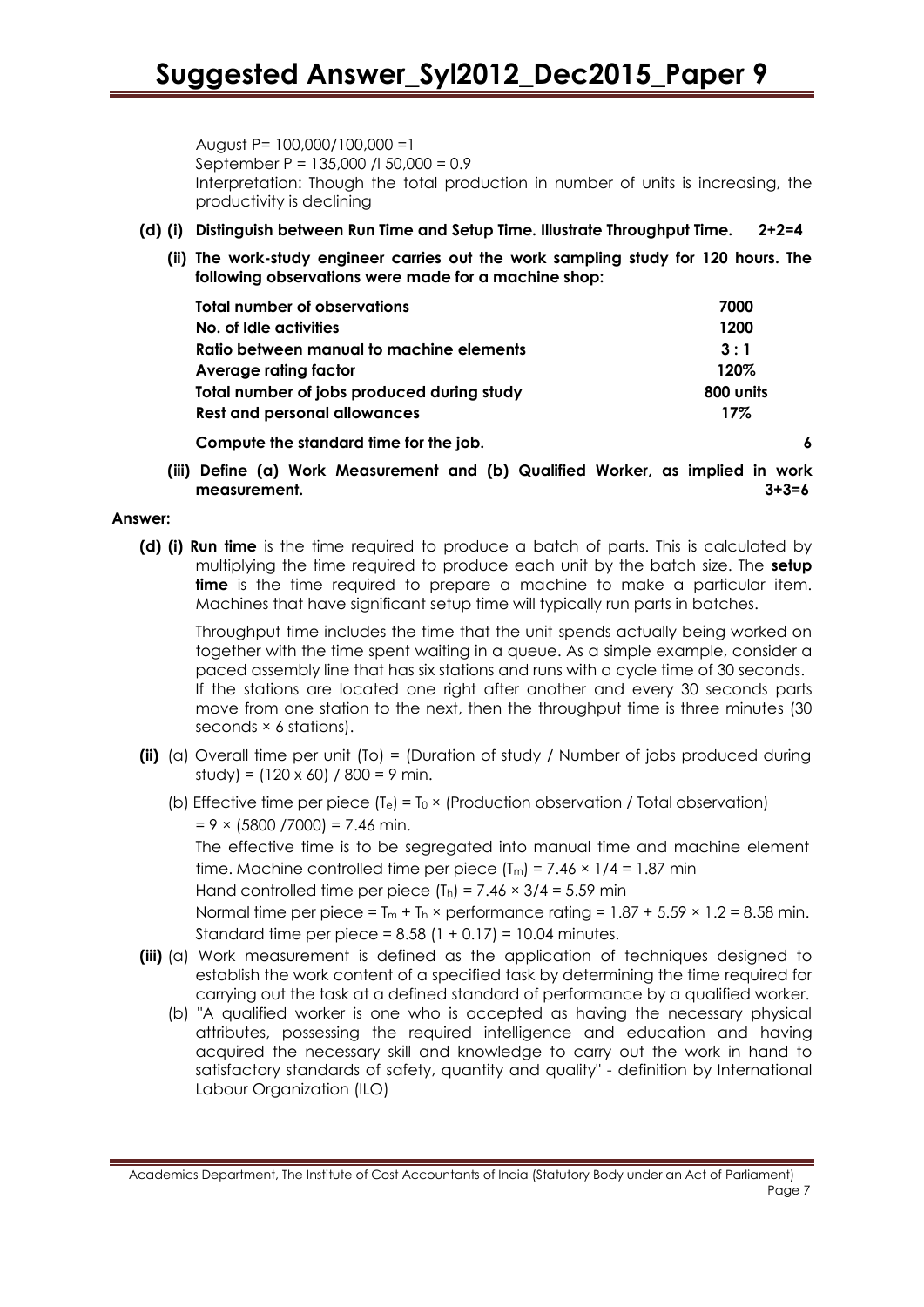August P= 100,000/100,000 =1

September P = 135,000 /l 50,000 = 0.9

Interpretation: Though the total production in number of units is increasing, the productivity is declining

**(d) (i) Distinguish between Run Time and Setup Time. Illustrate Throughput Time. 2+2=4**

**(ii) The work-study engineer carries out the work sampling study for 120 hours. The following observations were made for a machine shop:**

| | |
|---|---|
| **Total number of observations** | **7000** |
| **No. of Idle activities** | **1200** |
| **Ratio between manual to machine elements** | **3 : 1** |
| **Average rating factor** | **120%** |
| **Total number of jobs produced during study** | **800 units** |
| **Rest and personal allowances** | **17%** |

**Compute the standard time for the job. 6**

**(iii) Define (a) Work Measurement and (b) Qualified Worker, as implied in work measurement. 3+3=6**

**Answer:**

**(d) (i) Run time** is the time required to produce a batch of parts. This is calculated by multiplying the time required to produce each unit by the batch size. The **setup time** is the time required to prepare a machine to make a particular item. Machines that have significant setup time will typically run parts in batches.

Throughput time includes the time that the unit spends actually being worked on together with the time spent waiting in a queue. As a simple example, consider a paced assembly line that has six stations and runs with a cycle time of 30 seconds. If the stations are located one right after another and every 30 seconds parts move from one station to the next, then the throughput time is three minutes (30 seconds × 6 stations).

**(ii)** (a) Overall time per unit (To) = (Duration of study / Number of jobs produced during study) = (120 x 60) / 800 = 9 min.

(b) Effective time per piece ($T_e$) = $T_0$ × (Production observation / Total observation)

= 9 × (5800 /7000) = 7.46 min.

The effective time is to be segregated into manual time and machine element time. Machine controlled time per piece ($T_m$) = 7.46 × 1/4 = 1.87 min

Hand controlled time per piece ($T_h$) = 7.46 × 3/4 = 5.59 min

Normal time per piece = $T_m$ + $T_h$ × performance rating = 1.87 + 5.59 × 1.2 = 8.58 min.

Standard time per piece = 8.58 (1 + 0.17) = 10.04 minutes.

**(iii)** (a) Work measurement is defined as the application of techniques designed to establish the work content of a specified task by determining the time required for carrying out the task at a defined standard of performance by a qualified worker.

(b) "A qualified worker is one who is accepted as having the necessary physical attributes, possessing the required intelligence and education and having acquired the necessary skill and knowledge to carry out the work in hand to satisfactory standards of safety, quantity and quality" - definition by International Labour Organization (ILO)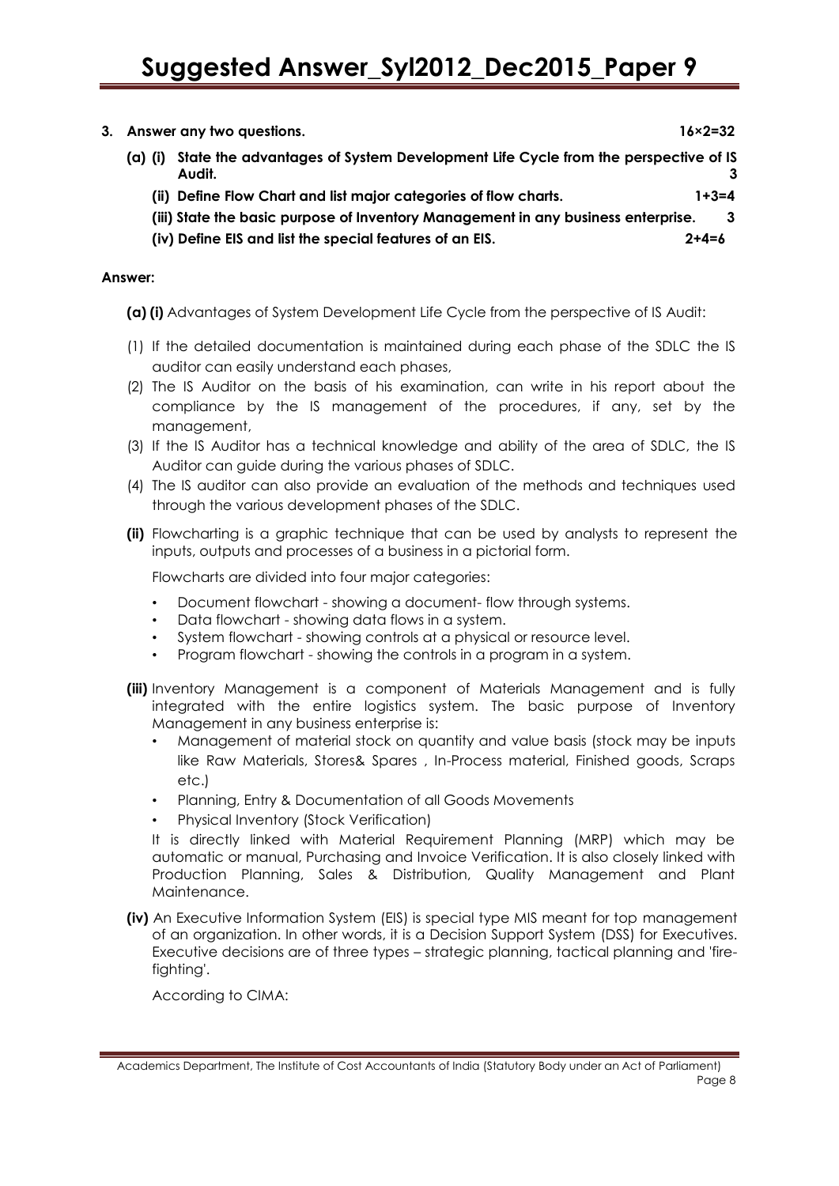**3. Answer any two questions. 16×2=32**

**(a) (i) State the advantages of System Development Life Cycle from the perspective of IS Audit. 3**

**(ii) Define Flow Chart and list major categories of flow charts. 1+3=4**

**(iii) State the basic purpose of Inventory Management in any business enterprise. 3**

**(iv) Define EIS and list the special features of an EIS. 2+4=6**

**Answer:**

**(a) (i)** Advantages of System Development Life Cycle from the perspective of IS Audit:

(1) If the detailed documentation is maintained during each phase of the SDLC the IS auditor can easily understand each phases,

(2) The IS Auditor on the basis of his examination, can write in his report about the compliance by the IS management of the procedures, if any, set by the management,

(3) If the IS Auditor has a technical knowledge and ability of the area of SDLC, the IS Auditor can guide during the various phases of SDLC.

(4) The IS auditor can also provide an evaluation of the methods and techniques used through the various development phases of the SDLC.

**(ii)** Flowcharting is a graphic technique that can be used by analysts to represent the inputs, outputs and processes of a business in a pictorial form.

Flowcharts are divided into four major categories:

- Document flowchart - showing a document- flow through systems.
- Data flowchart - showing data flows in a system.
- System flowchart - showing controls at a physical or resource level.
- Program flowchart - showing the controls in a program in a system.

**(iii)** Inventory Management is a component of Materials Management and is fully integrated with the entire logistics system. The basic purpose of Inventory Management in any business enterprise is:

- Management of material stock on quantity and value basis (stock may be inputs like Raw Materials, Stores& Spares , In-Process material, Finished goods, Scraps etc.)
- Planning, Entry & Documentation of all Goods Movements
- Physical Inventory (Stock Verification)

It is directly linked with Material Requirement Planning (MRP) which may be automatic or manual, Purchasing and Invoice Verification. It is also closely linked with Production Planning, Sales & Distribution, Quality Management and Plant Maintenance.

**(iv)** An Executive Information System (EIS) is special type MIS meant for top management of an organization. In other words, it is a Decision Support System (DSS) for Executives. Executive decisions are of three types – strategic planning, tactical planning and 'fire-fighting'.

According to CIMA: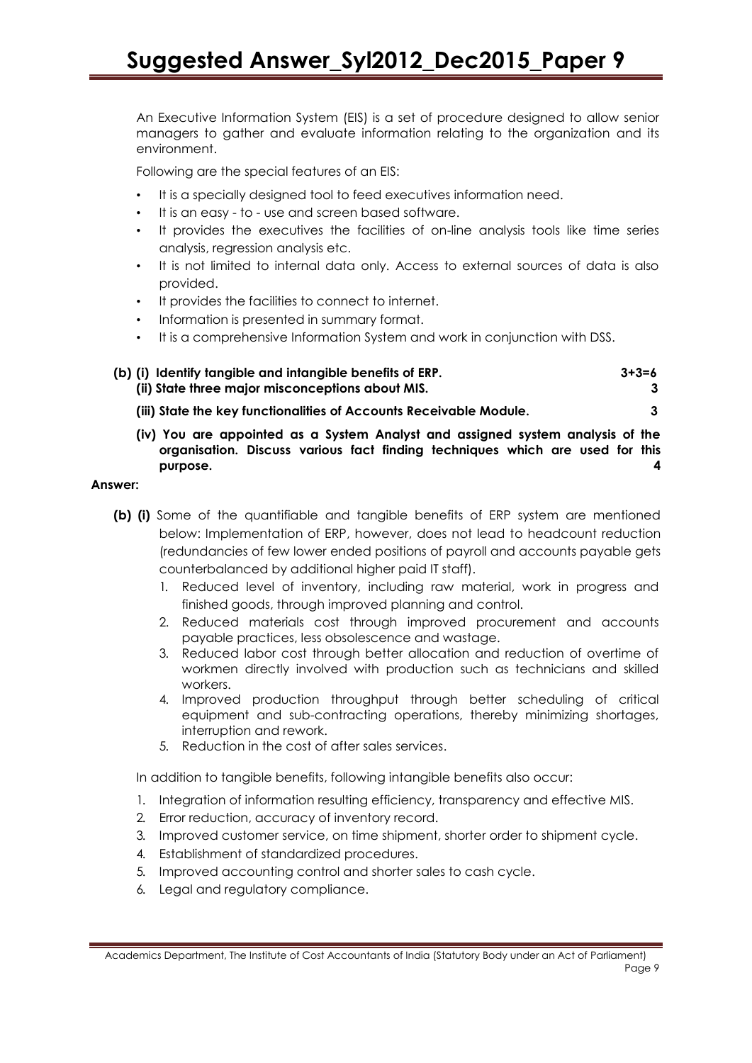An Executive Information System (EIS) is a set of procedure designed to allow senior managers to gather and evaluate information relating to the organization and its environment.

Following are the special features of an EIS:

- It is a specially designed tool to feed executives information need.
- It is an easy - to - use and screen based software.
- It provides the executives the facilities of on-line analysis tools like time series analysis, regression analysis etc.
- It is not limited to internal data only. Access to external sources of data is also provided.
- It provides the facilities to connect to internet.
- Information is presented in summary format.
- It is a comprehensive Information System and work in conjunction with DSS.

**(b) (i) Identify tangible and intangible benefits of ERP. 3+3=6**

**(ii) State three major misconceptions about MIS. 3**

**(iii) State the key functionalities of Accounts Receivable Module. 3**

**(iv) You are appointed as a System Analyst and assigned system analysis of the organisation. Discuss various fact finding techniques which are used for this purpose. 4**

**Answer:**

**(b) (i)** Some of the quantifiable and tangible benefits of ERP system are mentioned below: Implementation of ERP, however, does not lead to headcount reduction (redundancies of few lower ended positions of payroll and accounts payable gets counterbalanced by additional higher paid IT staff).

1. Reduced level of inventory, including raw material, work in progress and finished goods, through improved planning and control.
2. Reduced materials cost through improved procurement and accounts payable practices, less obsolescence and wastage.
3. Reduced labor cost through better allocation and reduction of overtime of workmen directly involved with production such as technicians and skilled workers.
4. Improved production throughput through better scheduling of critical equipment and sub-contracting operations, thereby minimizing shortages, interruption and rework.
5. Reduction in the cost of after sales services.

In addition to tangible benefits, following intangible benefits also occur:

1. Integration of information resulting efficiency, transparency and effective MIS.
2. Error reduction, accuracy of inventory record.
3. Improved customer service, on time shipment, shorter order to shipment cycle.
4. Establishment of standardized procedures.
5. Improved accounting control and shorter sales to cash cycle.
6. Legal and regulatory compliance.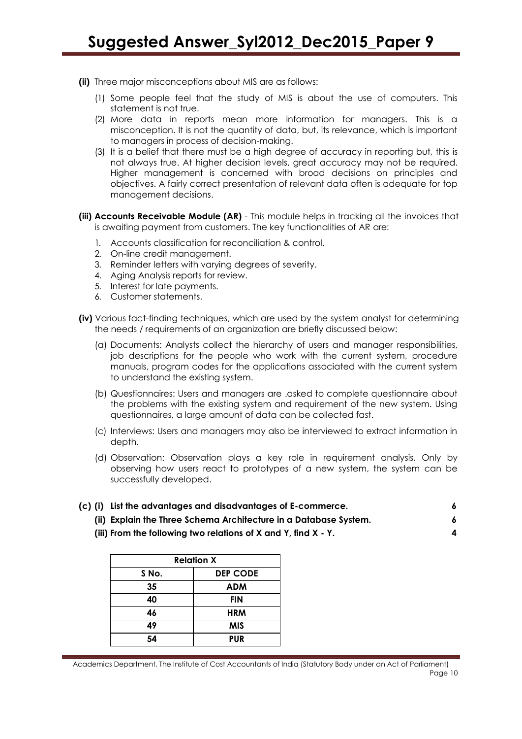**(ii)** Three major misconceptions about MIS are as follows:

(1) Some people feel that the study of MIS is about the use of computers. This statement is not true.

(2) More data in reports mean more information for managers. This is a misconception. It is not the quantity of data, but, its relevance, which is important to managers in process of decision-making.

(3) It is a belief that there must be a high degree of accuracy in reporting but, this is not always true. At higher decision levels, great accuracy may not be required. Higher management is concerned with broad decisions on principles and objectives. A fairly correct presentation of relevant data often is adequate for top management decisions.

**(iii) Accounts Receivable Module (AR)** - This module helps in tracking all the invoices that is awaiting payment from customers. The key functionalities of AR are:

1. Accounts classification for reconciliation & control.
2. On-line credit management.
3. Reminder letters with varying degrees of severity.
4. Aging Analysis reports for review.
5. Interest for late payments.
6. Customer statements.

**(iv)** Various fact-finding techniques, which are used by the system analyst for determining the needs / requirements of an organization are briefly discussed below:

(a) Documents: Analysts collect the hierarchy of users and manager responsibilities, job descriptions for the people who work with the current system, procedure manuals, program codes for the applications associated with the current system to understand the existing system.

(b) Questionnaires: Users and managers are .asked to complete questionnaire about the problems with the existing system and requirement of the new system. Using questionnaires, a large amount of data can be collected fast.

(c) Interviews: Users and managers may also be interviewed to extract information in depth.

(d) Observation: Observation plays a key role in requirement analysis. Only by observing how users react to prototypes of a new system, the system can be successfully developed.

**(c) (i) List the advantages and disadvantages of E-commerce. 6**

**(ii) Explain the Three Schema Architecture in a Database System. 6**

**(iii) From the following two relations of X and Y, find X - Y. 4**

| Relation X | |
|---|---|
| **S No.** | **DEP CODE** |
| 35 | ADM |
| 40 | FIN |
| 46 | HRM |
| 49 | MIS |
| 54 | PUR |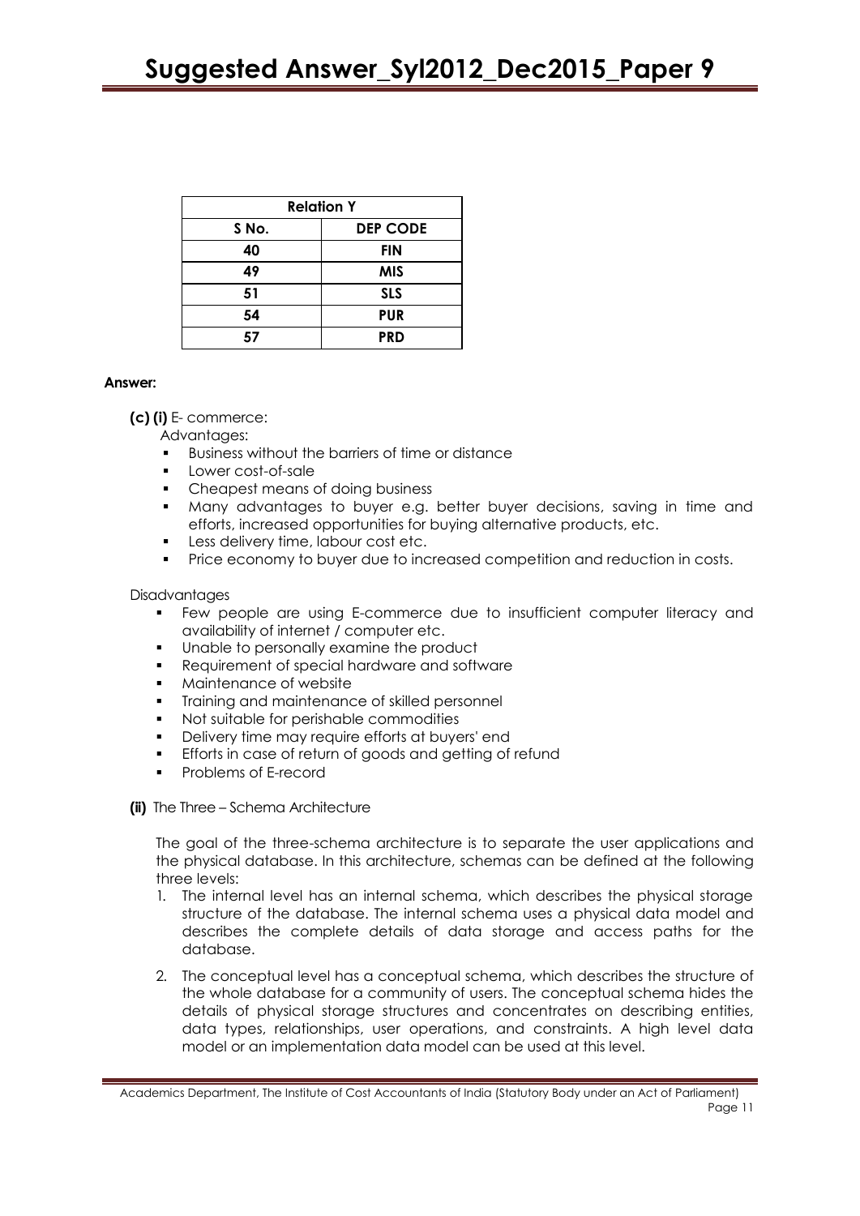| Relation Y | |
|---|---|
| **S No.** | **DEP CODE** |
| **40** | **FIN** |
| **49** | **MIS** |
| **51** | **SLS** |
| **54** | **PUR** |
| **57** | **PRD** |

**Answer:**

**(c) (i)** E- commerce:

Advantages:

- Business without the barriers of time or distance
- Lower cost-of-sale
- Cheapest means of doing business
- Many advantages to buyer e.g. better buyer decisions, saving in time and efforts, increased opportunities for buying alternative products, etc.
- Less delivery time, labour cost etc.
- Price economy to buyer due to increased competition and reduction in costs.

Disadvantages

- Few people are using E-commerce due to insufficient computer literacy and availability of internet / computer etc.
- Unable to personally examine the product
- Requirement of special hardware and software
- Maintenance of website
- Training and maintenance of skilled personnel
- Not suitable for perishable commodities
- Delivery time may require efforts at buyers' end
- Efforts in case of return of goods and getting of refund
- Problems of E-record

**(ii)** The Three – Schema Architecture

The goal of the three-schema architecture is to separate the user applications and the physical database. In this architecture, schemas can be defined at the following three levels:

1. The internal level has an internal schema, which describes the physical storage structure of the database. The internal schema uses a physical data model and describes the complete details of data storage and access paths for the database.

2. The conceptual level has a conceptual schema, which describes the structure of the whole database for a community of users. The conceptual schema hides the details of physical storage structures and concentrates on describing entities, data types, relationships, user operations, and constraints. A high level data model or an implementation data model can be used at this level.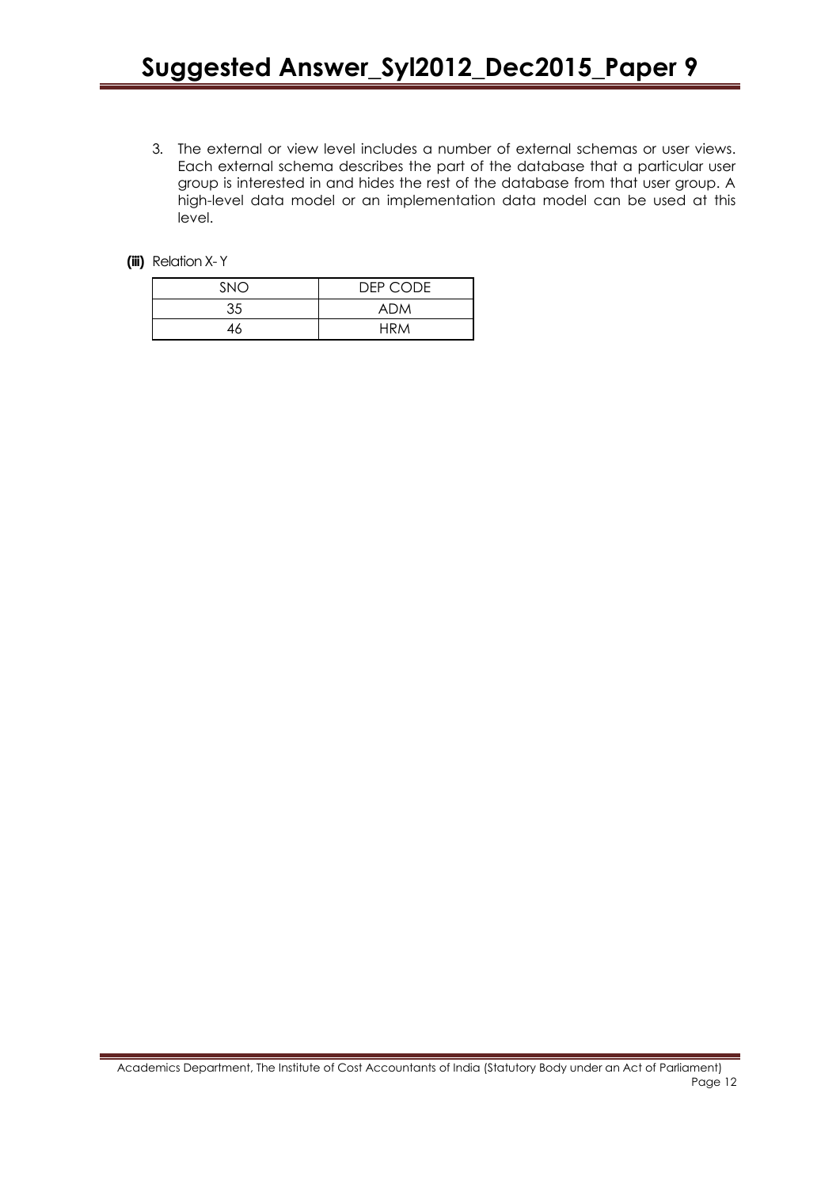3. The external or view level includes a number of external schemas or user views. Each external schema describes the part of the database that a particular user group is interested in and hides the rest of the database from that user group. A high-level data model or an implementation data model can be used at this level.

**(iii)** Relation X- Y

| SNO | DEP CODE |
|---|---|
| 35 | ADM |
| 46 | HRM |